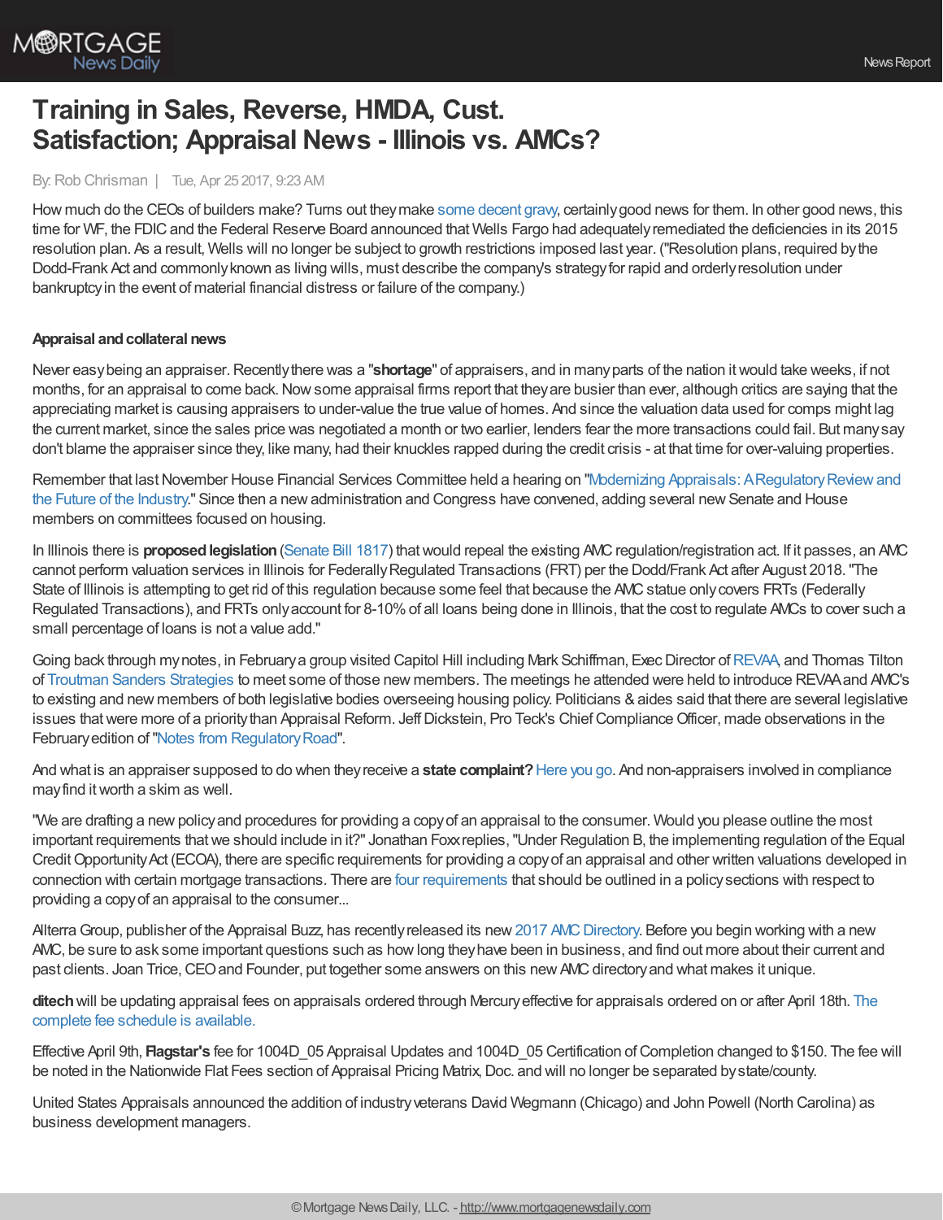# Training in Sales, Reverse, HMDA, Cust. Satisfaction; Appraisal News - Illinois vs. AMCs?

By: Rob Chrisman | Tue, Apr 25 2017, 9:23 AM

How much do the CEOs of builders make? Turns out they make some decent gravy, certainly good news for them. In other good news, this time for WF, the FDIC and the Federal Reserve Board announced that Wells Fargo had adequately remediated the deficiencies in its 2015 resolution plan. As a result, Wells will no longer be subject to growth restrictions imposed last year. ("Resolution plans, required by the Dodd-Frank Act and commonly known as living wills, must describe the company's strategy for rapid and orderly resolution under bankruptcy in the event of material financial distress or failure of the company.)

**Appraisal and collateral news**

Never easy being an appraiser. Recently there was a "**shortage**" of appraisers, and in many parts of the nation it would take weeks, if not months, for an appraisal to come back. Now some appraisal firms report that they are busier than ever, although critics are saying that the appreciating market is causing appraisers to under-value the true value of homes. And since the valuation data used for comps might lag the current market, since the sales price was negotiated a month or two earlier, lenders fear the more transactions could fail. But many say don't blame the appraiser since they, like many, had their knuckles rapped during the credit crisis - at that time for over-valuing properties.

Remember that last November House Financial Services Committee held a hearing on "Modernizing Appraisals: A Regulatory Review and the Future of the Industry." Since then a new administration and Congress have convened, adding several new Senate and House members on committees focused on housing.

In Illinois there is **proposed legislation** (Senate Bill 1817) that would repeal the existing AMC regulation/registration act. If it passes, an AMC cannot perform valuation services in Illinois for Federally Regulated Transactions (FRT) per the Dodd/Frank Act after August 2018. "The State of Illinois is attempting to get rid of this regulation because some feel that because the AMC statue only covers FRTs (Federally Regulated Transactions), and FRTs only account for 8-10% of all loans being done in Illinois, that the cost to regulate AMCs to cover such a small percentage of loans is not a value add."

Going back through my notes, in February a group visited Capitol Hill including Mark Schiffman, Exec Director of REVAA, and Thomas Tilton of Troutman Sanders Strategies to meet some of those new members. The meetings he attended were held to introduce REVAA and AMC's to existing and new members of both legislative bodies overseeing housing policy. Politicians & aides said that there are several legislative issues that were more of a priority than Appraisal Reform. Jeff Dickstein, Pro Teck's Chief Compliance Officer, made observations in the February edition of "Notes from Regulatory Road".

And what is an appraiser supposed to do when they receive a **state complaint?** Here you go. And non-appraisers involved in compliance may find it worth a skim as well.

"We are drafting a new policy and procedures for providing a copy of an appraisal to the consumer. Would you please outline the most important requirements that we should include in it?" Jonathan Foxx replies, "Under Regulation B, the implementing regulation of the Equal Credit Opportunity Act (ECOA), there are specific requirements for providing a copy of an appraisal and other written valuations developed in connection with certain mortgage transactions. There are four requirements that should be outlined in a policy sections with respect to providing a copy of an appraisal to the consumer...

Allterra Group, publisher of the Appraisal Buzz, has recently released its new 2017 AMC Directory. Before you begin working with a new AMC, be sure to ask some important questions such as how long they have been in business, and find out more about their current and past clients. Joan Trice, CEO and Founder, put together some answers on this new AMC directory and what makes it unique.

**ditech** will be updating appraisal fees on appraisals ordered through Mercury effective for appraisals ordered on or after April 18th. The complete fee schedule is available.

Effective April 9th, **Flagstar's** fee for 1004D_05 Appraisal Updates and 1004D_05 Certification of Completion changed to $150. The fee will be noted in the Nationwide Flat Fees section of Appraisal Pricing Matrix, Doc. and will no longer be separated by state/county.

United States Appraisals announced the addition of industry veterans David Wegmann (Chicago) and John Powell (North Carolina) as business development managers.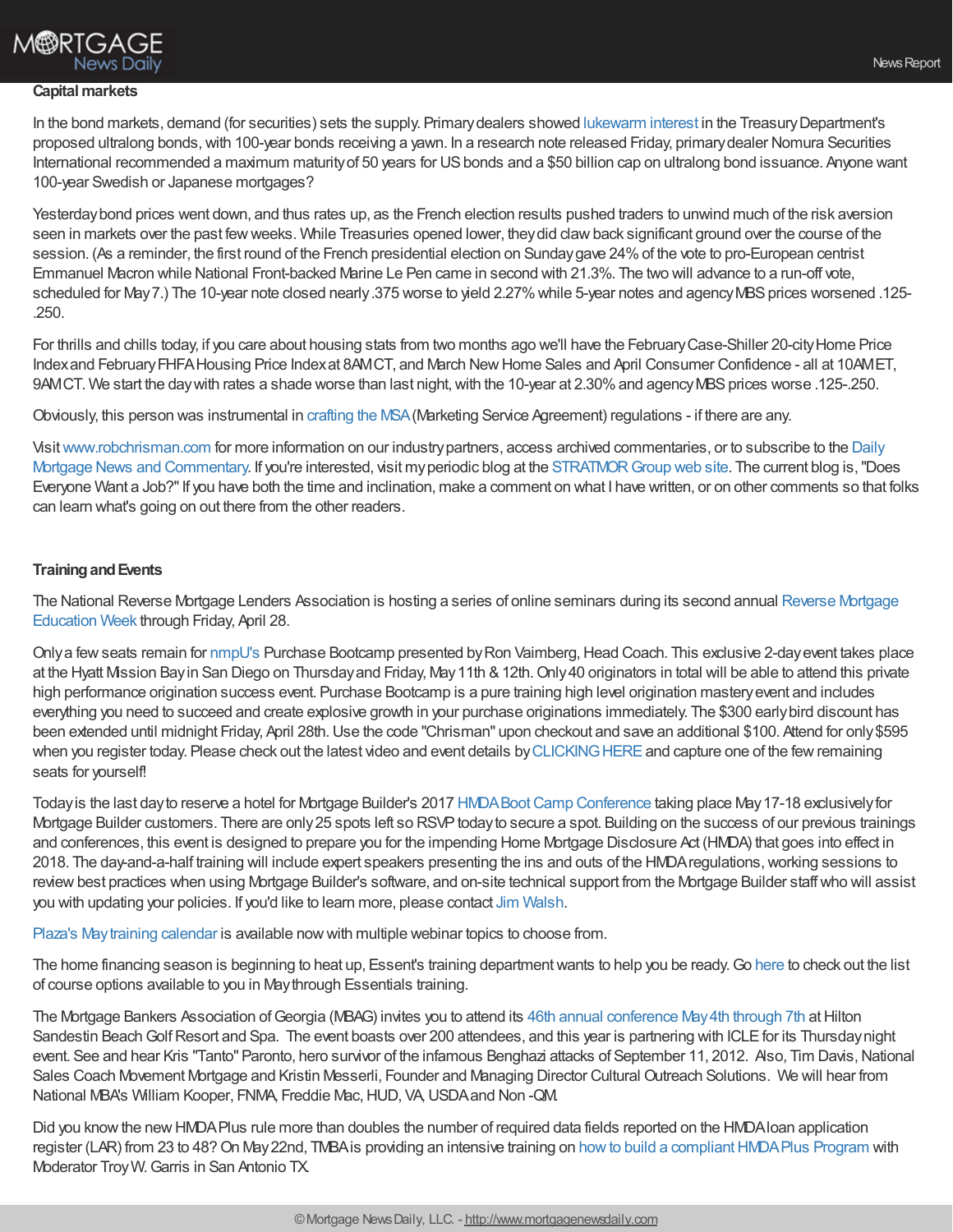**Capital markets**

In the bond markets, demand (for securities) sets the supply. Primary dealers showed lukewarm interest in the Treasury Department's proposed ultralong bonds, with 100-year bonds receiving a yawn. In a research note released Friday, primary dealer Nomura Securities International recommended a maximum maturity of 50 years for US bonds and a $50 billion cap on ultralong bond issuance. Anyone want 100-year Swedish or Japanese mortgages?

Yesterday bond prices went down, and thus rates up, as the French election results pushed traders to unwind much of the risk aversion seen in markets over the past few weeks. While Treasuries opened lower, they did claw back significant ground over the course of the session. (As a reminder, the first round of the French presidential election on Sunday gave 24% of the vote to pro-European centrist Emmanuel Macron while National Front-backed Marine Le Pen came in second with 21.3%. The two will advance to a run-off vote, scheduled for May 7.) The 10-year note closed nearly .375 worse to yield 2.27% while 5-year notes and agency MBS prices worsened .125-.250.

For thrills and chills today, if you care about housing stats from two months ago we'll have the February Case-Shiller 20-city Home Price Index and February FHFA Housing Price Index at 8AM CT, and March New Home Sales and April Consumer Confidence - all at 10AM ET, 9AM CT. We start the day with rates a shade worse than last night, with the 10-year at 2.30% and agency MBS prices worse .125-.250.

Obviously, this person was instrumental in crafting the MSA (Marketing Service Agreement) regulations - if there are any.

Visit www.robchrisman.com for more information on our industry partners, access archived commentaries, or to subscribe to the Daily Mortgage News and Commentary. If you're interested, visit my periodic blog at the STRATMOR Group web site. The current blog is, "Does Everyone Want a Job?" If you have both the time and inclination, make a comment on what I have written, or on other comments so that folks can learn what's going on out there from the other readers.

**Training and Events**

The National Reverse Mortgage Lenders Association is hosting a series of online seminars during its second annual Reverse Mortgage Education Week through Friday, April 28.

Only a few seats remain for nmpU's Purchase Bootcamp presented by Ron Vaimberg, Head Coach. This exclusive 2-day event takes place at the Hyatt Mission Bay in San Diego on Thursday and Friday, May 11th & 12th. Only 40 originators in total will be able to attend this private high performance origination success event. Purchase Bootcamp is a pure training high level origination mastery event and includes everything you need to succeed and create explosive growth in your purchase originations immediately. The $300 early bird discount has been extended until midnight Friday, April 28th. Use the code "Chrisman" upon checkout and save an additional $100. Attend for only $595 when you register today. Please check out the latest video and event details by CLICKING HERE and capture one of the few remaining seats for yourself!

Today is the last day to reserve a hotel for Mortgage Builder's 2017 HMDA Boot Camp Conference taking place May 17-18 exclusively for Mortgage Builder customers. There are only 25 spots left so RSVP today to secure a spot. Building on the success of our previous trainings and conferences, this event is designed to prepare you for the impending Home Mortgage Disclosure Act (HMDA) that goes into effect in 2018. The day-and-a-half training will include expert speakers presenting the ins and outs of the HMDA regulations, working sessions to review best practices when using Mortgage Builder's software, and on-site technical support from the Mortgage Builder staff who will assist you with updating your policies. If you'd like to learn more, please contact Jim Walsh.

Plaza's May training calendar is available now with multiple webinar topics to choose from.

The home financing season is beginning to heat up, Essent's training department wants to help you be ready. Go here to check out the list of course options available to you in May through Essentials training.

The Mortgage Bankers Association of Georgia (MBAG) invites you to attend its 46th annual conference May 4th through 7th at Hilton Sandestin Beach Golf Resort and Spa. The event boasts over 200 attendees, and this year is partnering with ICLE for its Thursday night event. See and hear Kris "Tanto" Paronto, hero survivor of the infamous Benghazi attacks of September 11, 2012. Also, Tim Davis, National Sales Coach Movement Mortgage and Kristin Messerli, Founder and Managing Director Cultural Outreach Solutions. We will hear from National MBA's William Kooper, FNMA, Freddie Mac, HUD, VA, USDA and Non -QM.

Did you know the new HMDA Plus rule more than doubles the number of required data fields reported on the HMDA loan application register (LAR) from 23 to 48? On May 22nd, TMBA is providing an intensive training on how to build a compliant HMDA Plus Program with Moderator Troy W. Garris in San Antonio TX.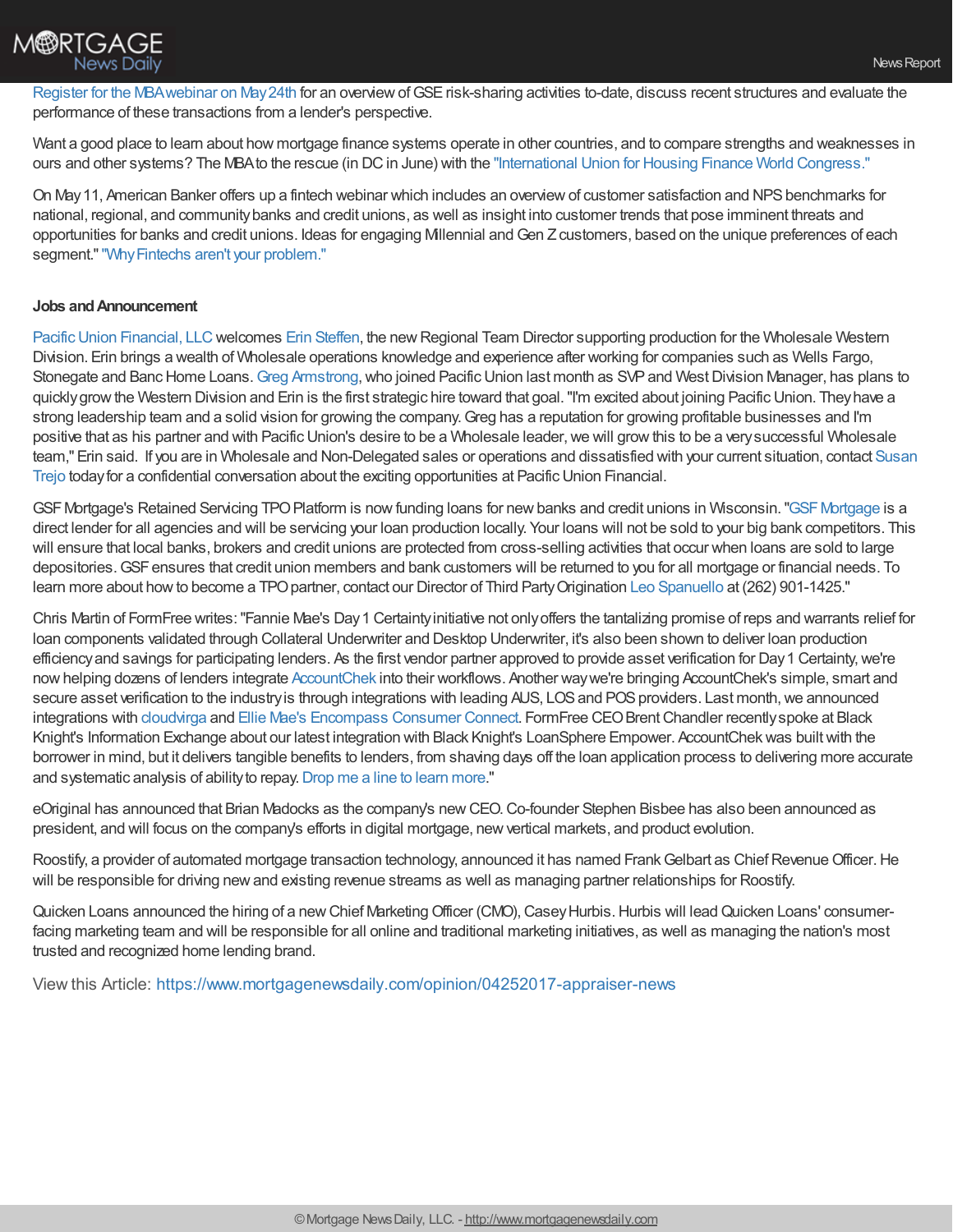Register for the MBA webinar on May 24th for an overview of GSE risk-sharing activities to-date, discuss recent structures and evaluate the performance of these transactions from a lender's perspective.

Want a good place to learn about how mortgage finance systems operate in other countries, and to compare strengths and weaknesses in ours and other systems? The MBA to the rescue (in DC in June) with the "International Union for Housing Finance World Congress."

On May 11, American Banker offers up a fintech webinar which includes an overview of customer satisfaction and NPS benchmarks for national, regional, and community banks and credit unions, as well as insight into customer trends that pose imminent threats and opportunities for banks and credit unions. Ideas for engaging Millennial and Gen Z customers, based on the unique preferences of each segment." "Why Fintechs aren't your problem."

**Jobs and Announcement**

Pacific Union Financial, LLC welcomes Erin Steffen, the new Regional Team Director supporting production for the Wholesale Western Division. Erin brings a wealth of Wholesale operations knowledge and experience after working for companies such as Wells Fargo, Stonegate and Banc Home Loans. Greg Armstrong, who joined Pacific Union last month as SVP and West Division Manager, has plans to quickly grow the Western Division and Erin is the first strategic hire toward that goal. "I'm excited about joining Pacific Union. They have a strong leadership team and a solid vision for growing the company. Greg has a reputation for growing profitable businesses and I'm positive that as his partner and with Pacific Union's desire to be a Wholesale leader, we will grow this to be a very successful Wholesale team," Erin said. If you are in Wholesale and Non-Delegated sales or operations and dissatisfied with your current situation, contact Susan Trejo today for a confidential conversation about the exciting opportunities at Pacific Union Financial.

GSF Mortgage's Retained Servicing TPO Platform is now funding loans for new banks and credit unions in Wisconsin. "GSF Mortgage is a direct lender for all agencies and will be servicing your loan production locally. Your loans will not be sold to your big bank competitors. This will ensure that local banks, brokers and credit unions are protected from cross-selling activities that occur when loans are sold to large depositories. GSF ensures that credit union members and bank customers will be returned to you for all mortgage or financial needs. To learn more about how to become a TPO partner, contact our Director of Third Party Origination Leo Spanuello at (262) 901-1425."

Chris Martin of FormFree writes: "Fannie Mae's Day 1 Certainty initiative not only offers the tantalizing promise of reps and warrants relief for loan components validated through Collateral Underwriter and Desktop Underwriter, it's also been shown to deliver loan production efficiency and savings for participating lenders. As the first vendor partner approved to provide asset verification for Day 1 Certainty, we're now helping dozens of lenders integrate AccountChek into their workflows. Another way we're bringing AccountChek's simple, smart and secure asset verification to the industry is through integrations with leading AUS, LOS and POS providers. Last month, we announced integrations with cloudvirga and Ellie Mae's Encompass Consumer Connect. FormFree CEO Brent Chandler recently spoke at Black Knight's Information Exchange about our latest integration with Black Knight's LoanSphere Empower. AccountChek was built with the borrower in mind, but it delivers tangible benefits to lenders, from shaving days off the loan application process to delivering more accurate and systematic analysis of ability to repay. Drop me a line to learn more."

eOriginal has announced that Brian Madocks as the company's new CEO. Co-founder Stephen Bisbee has also been announced as president, and will focus on the company's efforts in digital mortgage, new vertical markets, and product evolution.

Roostify, a provider of automated mortgage transaction technology, announced it has named Frank Gelbart as Chief Revenue Officer. He will be responsible for driving new and existing revenue streams as well as managing partner relationships for Roostify.

Quicken Loans announced the hiring of a new Chief Marketing Officer (CMO), Casey Hurbis. Hurbis will lead Quicken Loans' consumer-facing marketing team and will be responsible for all online and traditional marketing initiatives, as well as managing the nation's most trusted and recognized home lending brand.

View this Article: https://www.mortgagenewsdaily.com/opinion/04252017-appraiser-news